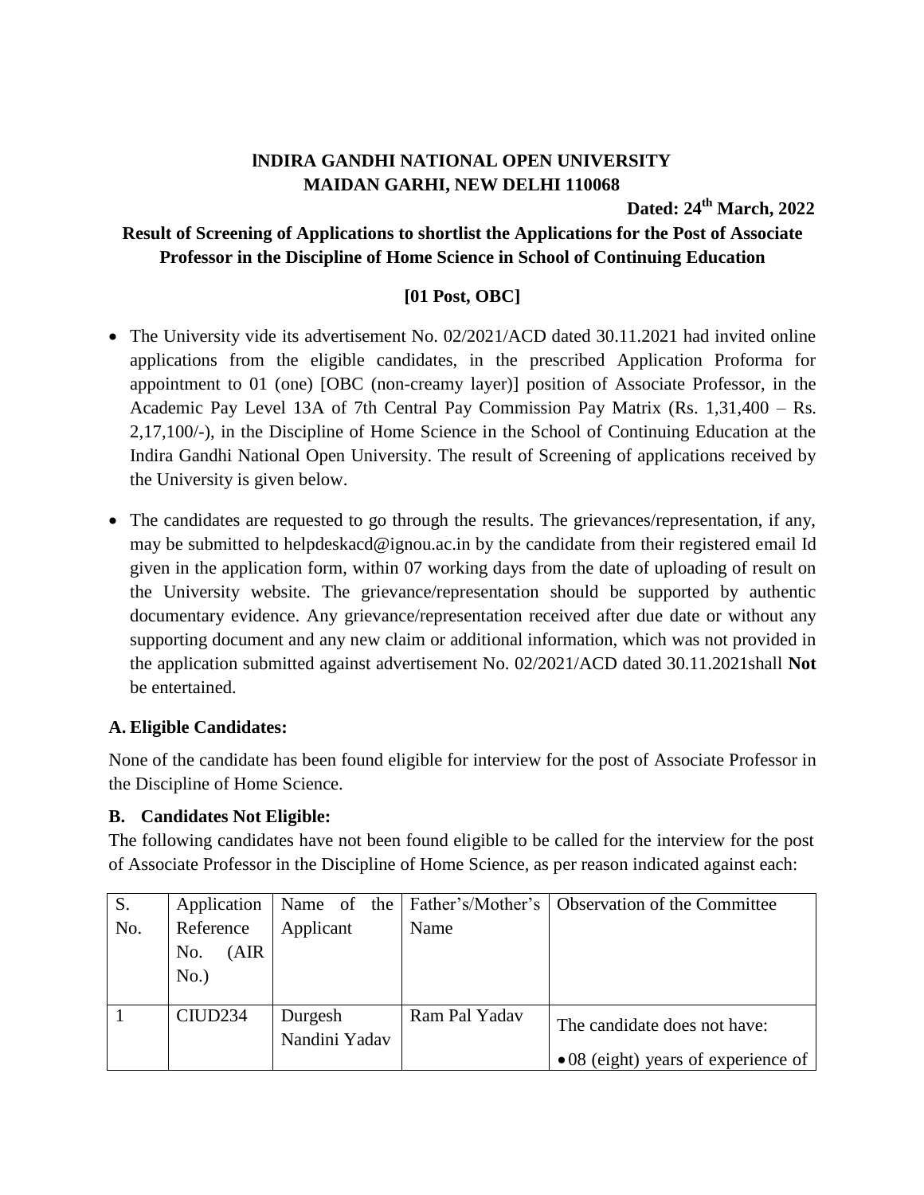**lNDIRA GANDHI NATIONAL OPEN UNIVERSITY**
**MAIDAN GARHI, NEW DELHI 110068**

**Dated: 24th March, 2022**

**Result of Screening of Applications to shortlist the Applications for the Post of Associate Professor in the Discipline of Home Science in School of Continuing Education**

**[01 Post, OBC]**

- The University vide its advertisement No. 02/2021/ACD dated 30.11.2021 had invited online applications from the eligible candidates, in the prescribed Application Proforma for appointment to 01 (one) [OBC (non-creamy layer)] position of Associate Professor, in the Academic Pay Level 13A of 7th Central Pay Commission Pay Matrix (Rs. 1,31,400 – Rs. 2,17,100/-), in the Discipline of Home Science in the School of Continuing Education at the Indira Gandhi National Open University. The result of Screening of applications received by the University is given below.
- The candidates are requested to go through the results. The grievances/representation, if any, may be submitted to helpdeskacd@ignou.ac.in by the candidate from their registered email Id given in the application form, within 07 working days from the date of uploading of result on the University website. The grievance/representation should be supported by authentic documentary evidence. Any grievance/representation received after due date or without any supporting document and any new claim or additional information, which was not provided in the application submitted against advertisement No. 02/2021/ACD dated 30.11.2021shall **Not** be entertained.

**A. Eligible Candidates:**

None of the candidate has been found eligible for interview for the post of Associate Professor in the Discipline of Home Science.

**B. Candidates Not Eligible:**

The following candidates have not been found eligible to be called for the interview for the post of Associate Professor in the Discipline of Home Science, as per reason indicated against each:

| S. No. | Application Reference No. (AIR No.) | Name of the Applicant | Father's/Mother's Name | Observation of the Committee |
|---|---|---|---|---|
| 1 | CIUD234 | Durgesh Nandini Yadav | Ram Pal Yadav | The candidate does not have:<br>• 08 (eight) years of experience of |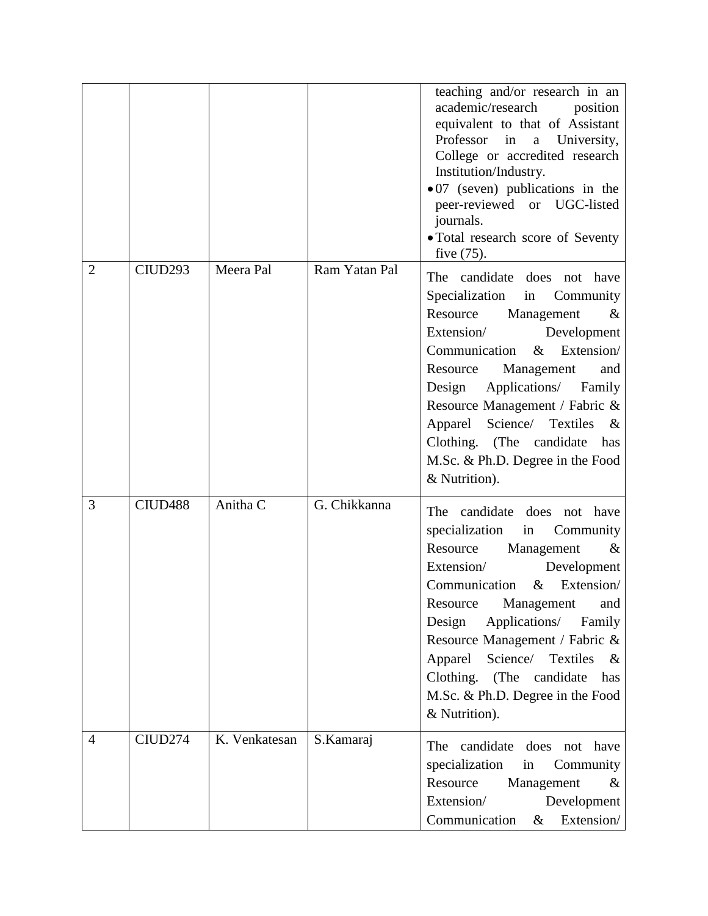| | | | | |
|---|---|---|---|---|
| | | | | teaching and/or research in an academic/research position equivalent to that of Assistant Professor in a University, College or accredited research Institution/Industry.<br>• 07 (seven) publications in the peer-reviewed or UGC-listed journals.<br>• Total research score of Seventy five (75). |
| 2 | CIUD293 | Meera Pal | Ram Yatan Pal | The candidate does not have Specialization in Community Resource Management & Extension/ Development Communication & Extension/ Resource Management and Design Applications/ Family Resource Management / Fabric & Apparel Science/ Textiles & Clothing. (The candidate has M.Sc. & Ph.D. Degree in the Food & Nutrition). |
| 3 | CIUD488 | Anitha C | G. Chikkanna | The candidate does not have specialization in Community Resource Management & Extension/ Development Communication & Extension/ Resource Management and Design Applications/ Family Resource Management / Fabric & Apparel Science/ Textiles & Clothing. (The candidate has M.Sc. & Ph.D. Degree in the Food & Nutrition). |
| 4 | CIUD274 | K. Venkatesan | S.Kamaraj | The candidate does not have specialization in Community Resource Management & Extension/ Development Communication & Extension/ |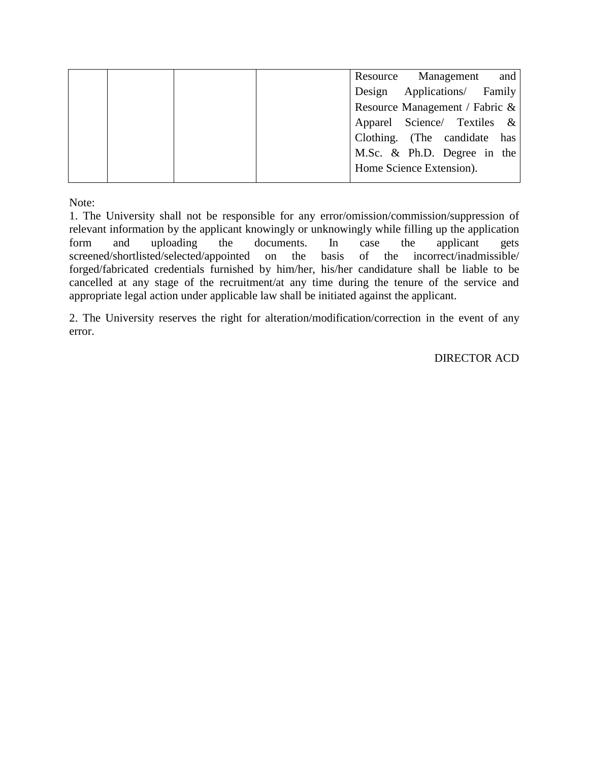| | | | | |
|---|---|---|---|---|
| | | | | Resource Management and Design Applications/ Family Resource Management / Fabric & Apparel Science/ Textiles & Clothing. (The candidate has M.Sc. & Ph.D. Degree in the Home Science Extension). |

Note:

1. The University shall not be responsible for any error/omission/commission/suppression of relevant information by the applicant knowingly or unknowingly while filling up the application form and uploading the documents. In case the applicant gets screened/shortlisted/selected/appointed on the basis of the incorrect/inadmissible/ forged/fabricated credentials furnished by him/her, his/her candidature shall be liable to be cancelled at any stage of the recruitment/at any time during the tenure of the service and appropriate legal action under applicable law shall be initiated against the applicant.

2. The University reserves the right for alteration/modification/correction in the event of any error.

DIRECTOR ACD